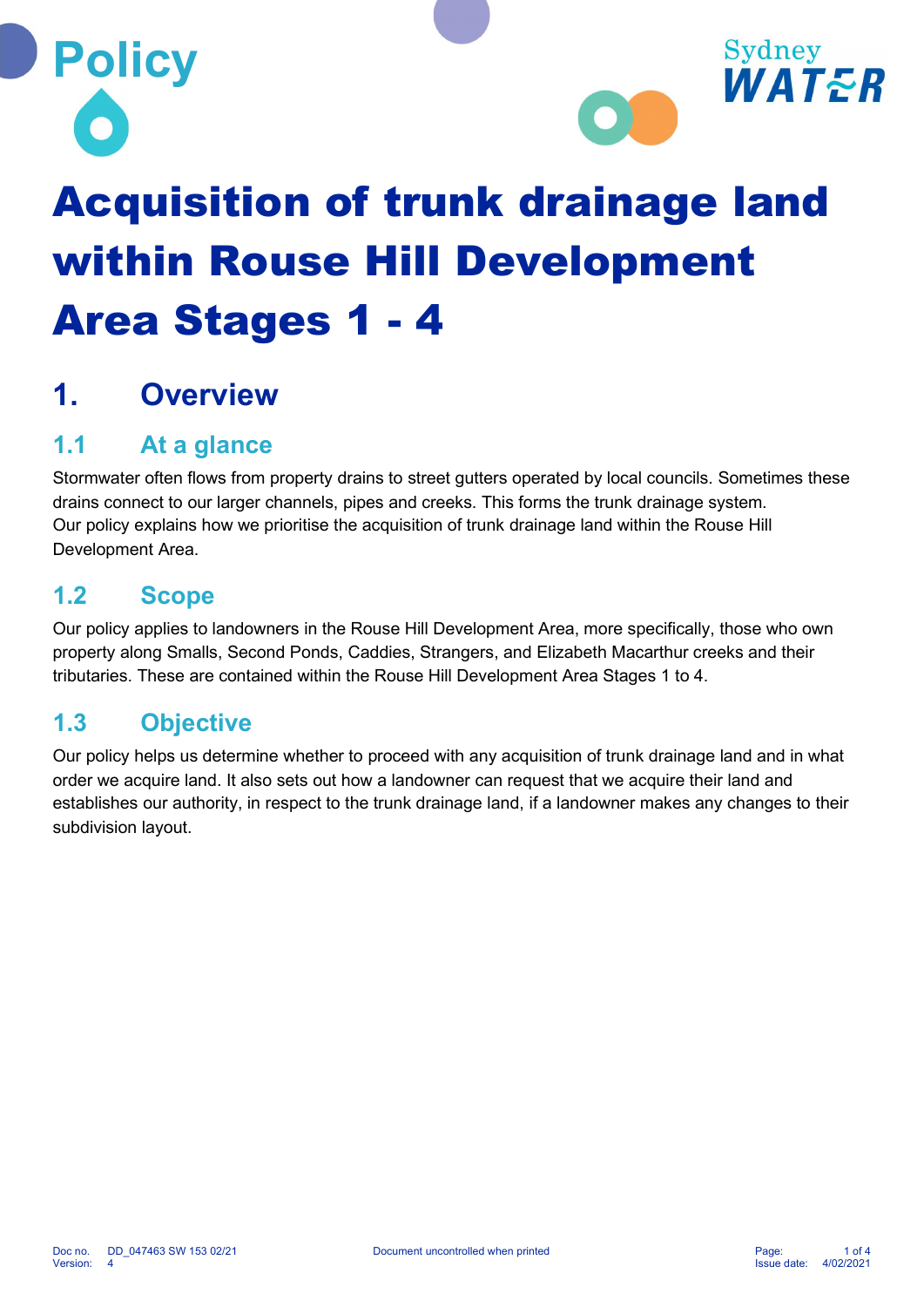Policy

# Acquisition of trunk drainage land within Rouse Hill Development Area Stages 1 - 4

## 1. Overview

### 1.1 At a glance

Stormwater often flows from property drains to street gutters operated by local councils. Sometimes these drains connect to our larger channels, pipes and creeks. This forms the trunk drainage system.
Our policy explains how we prioritise the acquisition of trunk drainage land within the Rouse Hill Development Area.

### 1.2 Scope

Our policy applies to landowners in the Rouse Hill Development Area, more specifically, those who own property along Smalls, Second Ponds, Caddies, Strangers, and Elizabeth Macarthur creeks and their tributaries. These are contained within the Rouse Hill Development Area Stages 1 to 4.

### 1.3 Objective

Our policy helps us determine whether to proceed with any acquisition of trunk drainage land and in what order we acquire land. It also sets out how a landowner can request that we acquire their land and establishes our authority, in respect to the trunk drainage land, if a landowner makes any changes to their subdivision layout.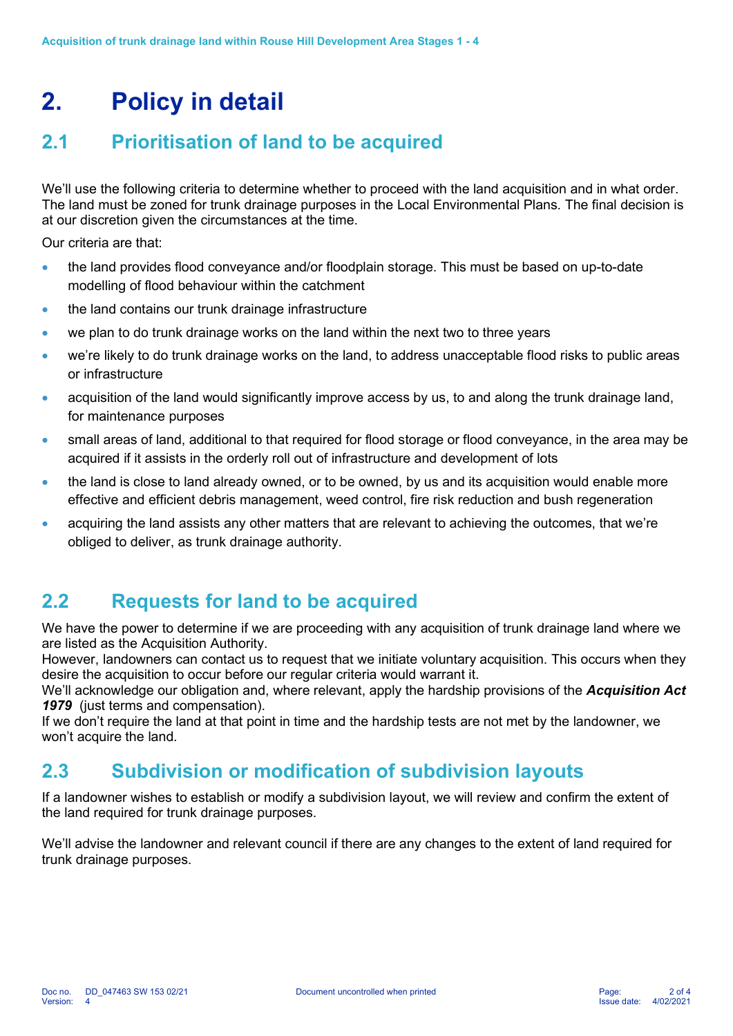# 2. Policy in detail

## 2.1 Prioritisation of land to be acquired

We'll use the following criteria to determine whether to proceed with the land acquisition and in what order. The land must be zoned for trunk drainage purposes in the Local Environmental Plans. The final decision is at our discretion given the circumstances at the time.

Our criteria are that:

- the land provides flood conveyance and/or floodplain storage. This must be based on up-to-date modelling of flood behaviour within the catchment
- the land contains our trunk drainage infrastructure
- we plan to do trunk drainage works on the land within the next two to three years
- we're likely to do trunk drainage works on the land, to address unacceptable flood risks to public areas or infrastructure
- acquisition of the land would significantly improve access by us, to and along the trunk drainage land, for maintenance purposes
- small areas of land, additional to that required for flood storage or flood conveyance, in the area may be acquired if it assists in the orderly roll out of infrastructure and development of lots
- the land is close to land already owned, or to be owned, by us and its acquisition would enable more effective and efficient debris management, weed control, fire risk reduction and bush regeneration
- acquiring the land assists any other matters that are relevant to achieving the outcomes, that we're obliged to deliver, as trunk drainage authority.

## 2.2 Requests for land to be acquired

We have the power to determine if we are proceeding with any acquisition of trunk drainage land where we are listed as the Acquisition Authority.

However, landowners can contact us to request that we initiate voluntary acquisition. This occurs when they desire the acquisition to occur before our regular criteria would warrant it.

We'll acknowledge our obligation and, where relevant, apply the hardship provisions of the ***Acquisition Act 1979*** (just terms and compensation).

If we don't require the land at that point in time and the hardship tests are not met by the landowner, we won't acquire the land.

## 2.3 Subdivision or modification of subdivision layouts

If a landowner wishes to establish or modify a subdivision layout, we will review and confirm the extent of the land required for trunk drainage purposes.

We'll advise the landowner and relevant council if there are any changes to the extent of land required for trunk drainage purposes.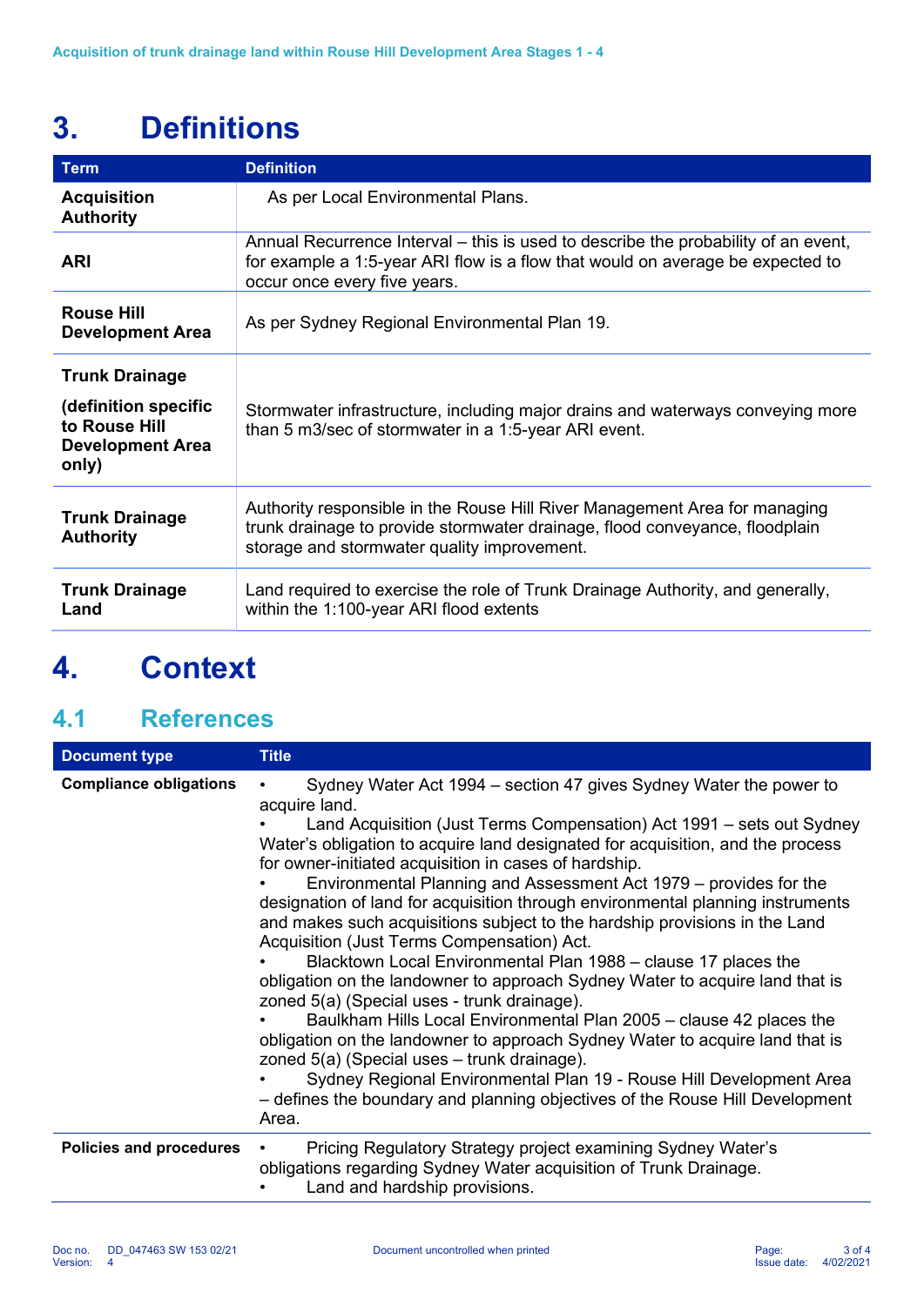# 3. Definitions

| Term | Definition |
|---|---|
| **Acquisition Authority** | As per Local Environmental Plans. |
| **ARI** | Annual Recurrence Interval – this is used to describe the probability of an event, for example a 1:5-year ARI flow is a flow that would on average be expected to occur once every five years. |
| **Rouse Hill Development Area** | As per Sydney Regional Environmental Plan 19. |
| **Trunk Drainage** **(definition specific to Rouse Hill Development Area only)** | Stormwater infrastructure, including major drains and waterways conveying more than 5 m3/sec of stormwater in a 1:5-year ARI event. |
| **Trunk Drainage Authority** | Authority responsible in the Rouse Hill River Management Area for managing trunk drainage to provide stormwater drainage, flood conveyance, floodplain storage and stormwater quality improvement. |
| **Trunk Drainage Land** | Land required to exercise the role of Trunk Drainage Authority, and generally, within the 1:100-year ARI flood extents |

# 4. Context

## 4.1 References

| Document type | Title |
|---|---|
| **Compliance obligations** | • Sydney Water Act 1994 – section 47 gives Sydney Water the power to acquire land. • Land Acquisition (Just Terms Compensation) Act 1991 – sets out Sydney Water's obligation to acquire land designated for acquisition, and the process for owner-initiated acquisition in cases of hardship. • Environmental Planning and Assessment Act 1979 – provides for the designation of land for acquisition through environmental planning instruments and makes such acquisitions subject to the hardship provisions in the Land Acquisition (Just Terms Compensation) Act. • Blacktown Local Environmental Plan 1988 – clause 17 places the obligation on the landowner to approach Sydney Water to acquire land that is zoned 5(a) (Special uses - trunk drainage). • Baulkham Hills Local Environmental Plan 2005 – clause 42 places the obligation on the landowner to approach Sydney Water to acquire land that is zoned 5(a) (Special uses – trunk drainage). • Sydney Regional Environmental Plan 19 - Rouse Hill Development Area – defines the boundary and planning objectives of the Rouse Hill Development Area. |
| **Policies and procedures** | • Pricing Regulatory Strategy project examining Sydney Water's obligations regarding Sydney Water acquisition of Trunk Drainage. • Land and hardship provisions. |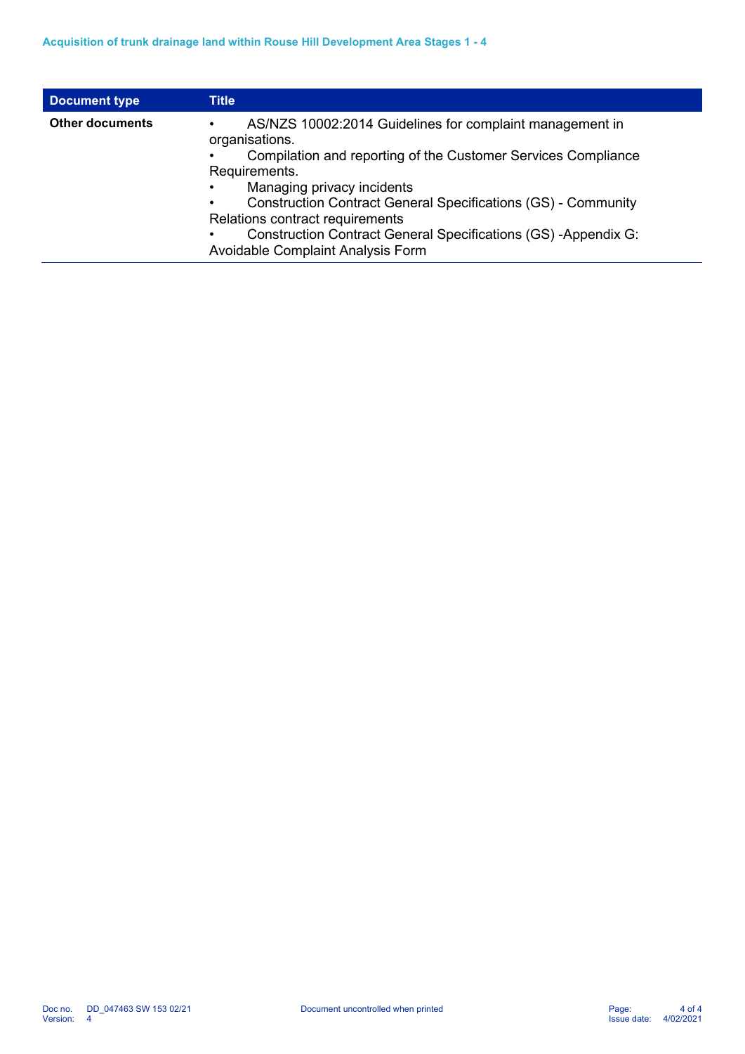| Document type | Title |
|---|---|
| **Other documents** | • AS/NZS 10002:2014 Guidelines for complaint management in organisations.<br>• Compilation and reporting of the Customer Services Compliance Requirements.<br>• Managing privacy incidents<br>• Construction Contract General Specifications (GS) - Community Relations contract requirements<br>• Construction Contract General Specifications (GS) -Appendix G: Avoidable Complaint Analysis Form |